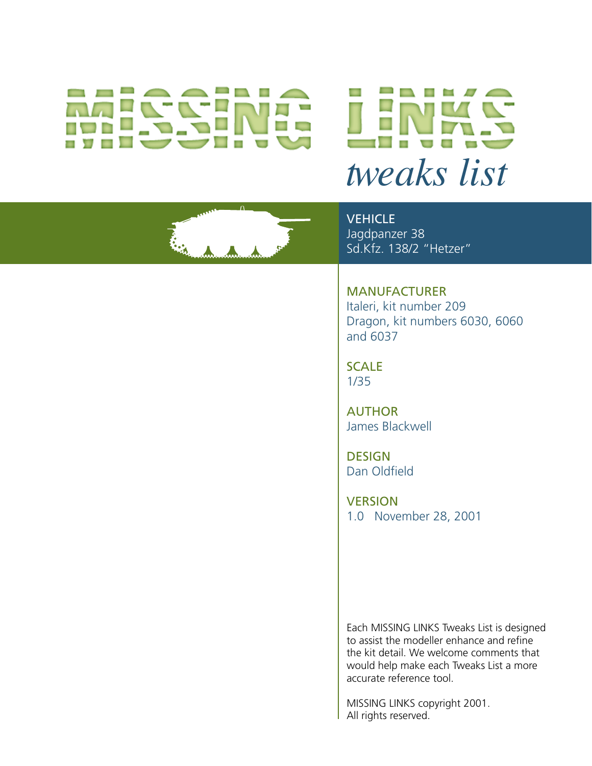# MISSING LINKS

*tweaks list*

**VEHICLE**
Jagdpanzer 38
Sd.Kfz. 138/2 "Hetzer"

**MANUFACTURER**
Italeri, kit number 209
Dragon, kit numbers 6030, 6060 and 6037

**SCALE**
1/35

**AUTHOR**
James Blackwell

**DESIGN**
Dan Oldfield

**VERSION**
1.0 November 28, 2001

Each MISSING LINKS Tweaks List is designed to assist the modeller enhance and refine the kit detail. We welcome comments that would help make each Tweaks List a more accurate reference tool.

MISSING LINKS copyright 2001.
All rights reserved.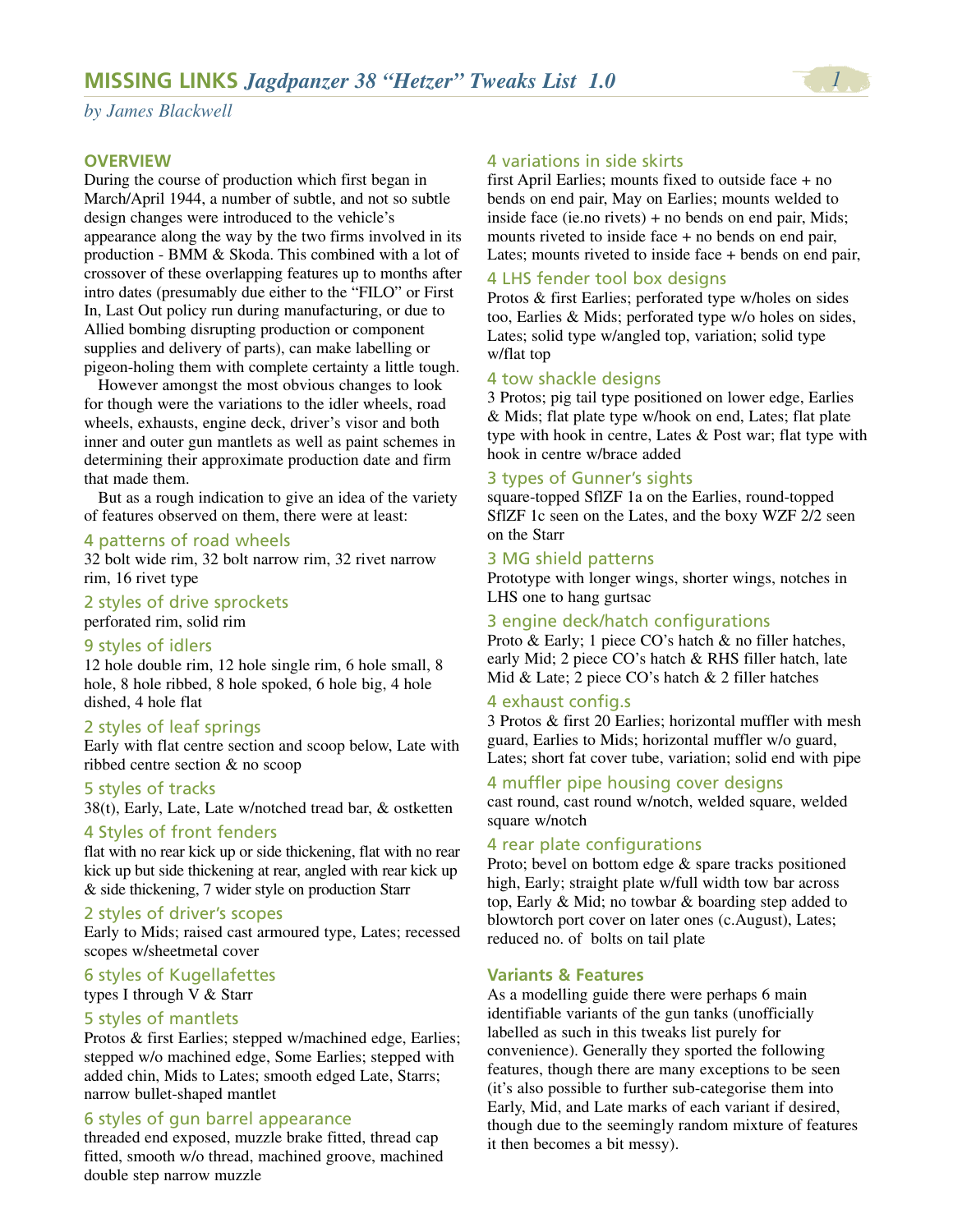# MISSING LINKS *Jagdpanzer 38 "Hetzer" Tweaks List 1.0*

*by James Blackwell*

## OVERVIEW

During the course of production which first began in March/April 1944, a number of subtle, and not so subtle design changes were introduced to the vehicle's appearance along the way by the two firms involved in its production - BMM & Skoda. This combined with a lot of crossover of these overlapping features up to months after intro dates (presumably due either to the "FILO" or First In, Last Out policy run during manufacturing, or due to Allied bombing disrupting production or component supplies and delivery of parts), can make labelling or pigeon-holing them with complete certainty a little tough.

However amongst the most obvious changes to look for though were the variations to the idler wheels, road wheels, exhausts, engine deck, driver's visor and both inner and outer gun mantlets as well as paint schemes in determining their approximate production date and firm that made them.

But as a rough indication to give an idea of the variety of features observed on them, there were at least:

### 4 patterns of road wheels

32 bolt wide rim, 32 bolt narrow rim, 32 rivet narrow rim, 16 rivet type

### 2 styles of drive sprockets

perforated rim, solid rim

### 9 styles of idlers

12 hole double rim, 12 hole single rim, 6 hole small, 8 hole, 8 hole ribbed, 8 hole spoked, 6 hole big, 4 hole dished, 4 hole flat

### 2 styles of leaf springs

Early with flat centre section and scoop below, Late with ribbed centre section & no scoop

### 5 styles of tracks

38(t), Early, Late, Late w/notched tread bar, & ostketten

### 4 Styles of front fenders

flat with no rear kick up or side thickening, flat with no rear kick up but side thickening at rear, angled with rear kick up & side thickening, 7 wider style on production Starr

### 2 styles of driver's scopes

Early to Mids; raised cast armoured type, Lates; recessed scopes w/sheetmetal cover

### 6 styles of Kugellafettes

types I through V & Starr

### 5 styles of mantlets

Protos & first Earlies; stepped w/machined edge, Earlies; stepped w/o machined edge, Some Earlies; stepped with added chin, Mids to Lates; smooth edged Late, Starrs; narrow bullet-shaped mantlet

### 6 styles of gun barrel appearance

threaded end exposed, muzzle brake fitted, thread cap fitted, smooth w/o thread, machined groove, machined double step narrow muzzle

### 4 variations in side skirts

first April Earlies; mounts fixed to outside face + no bends on end pair, May on Earlies; mounts welded to inside face (ie.no rivets) + no bends on end pair, Mids; mounts riveted to inside face + no bends on end pair, Lates; mounts riveted to inside face + bends on end pair,

### 4 LHS fender tool box designs

Protos & first Earlies; perforated type w/holes on sides too, Earlies & Mids; perforated type w/o holes on sides, Lates; solid type w/angled top, variation; solid type w/flat top

### 4 tow shackle designs

3 Protos; pig tail type positioned on lower edge, Earlies & Mids; flat plate type w/hook on end, Lates; flat plate type with hook in centre, Lates & Post war; flat type with hook in centre w/brace added

### 3 types of Gunner's sights

square-topped SflZF 1a on the Earlies, round-topped SflZF 1c seen on the Lates, and the boxy WZF 2/2 seen on the Starr

### 3 MG shield patterns

Prototype with longer wings, shorter wings, notches in LHS one to hang gurtsac

### 3 engine deck/hatch configurations

Proto & Early; 1 piece CO's hatch & no filler hatches, early Mid; 2 piece CO's hatch & RHS filler hatch, late Mid & Late; 2 piece CO's hatch & 2 filler hatches

### 4 exhaust config.s

3 Protos & first 20 Earlies; horizontal muffler with mesh guard, Earlies to Mids; horizontal muffler w/o guard, Lates; short fat cover tube, variation; solid end with pipe

### 4 muffler pipe housing cover designs

cast round, cast round w/notch, welded square, welded square w/notch

### 4 rear plate configurations

Proto; bevel on bottom edge & spare tracks positioned high, Early; straight plate w/full width tow bar across top, Early & Mid; no towbar & boarding step added to blowtorch port cover on later ones (c.August), Lates; reduced no. of bolts on tail plate

## Variants & Features

As a modelling guide there were perhaps 6 main identifiable variants of the gun tanks (unofficially labelled as such in this tweaks list purely for convenience). Generally they sported the following features, though there are many exceptions to be seen (it's also possible to further sub-categorise them into Early, Mid, and Late marks of each variant if desired, though due to the seemingly random mixture of features it then becomes a bit messy).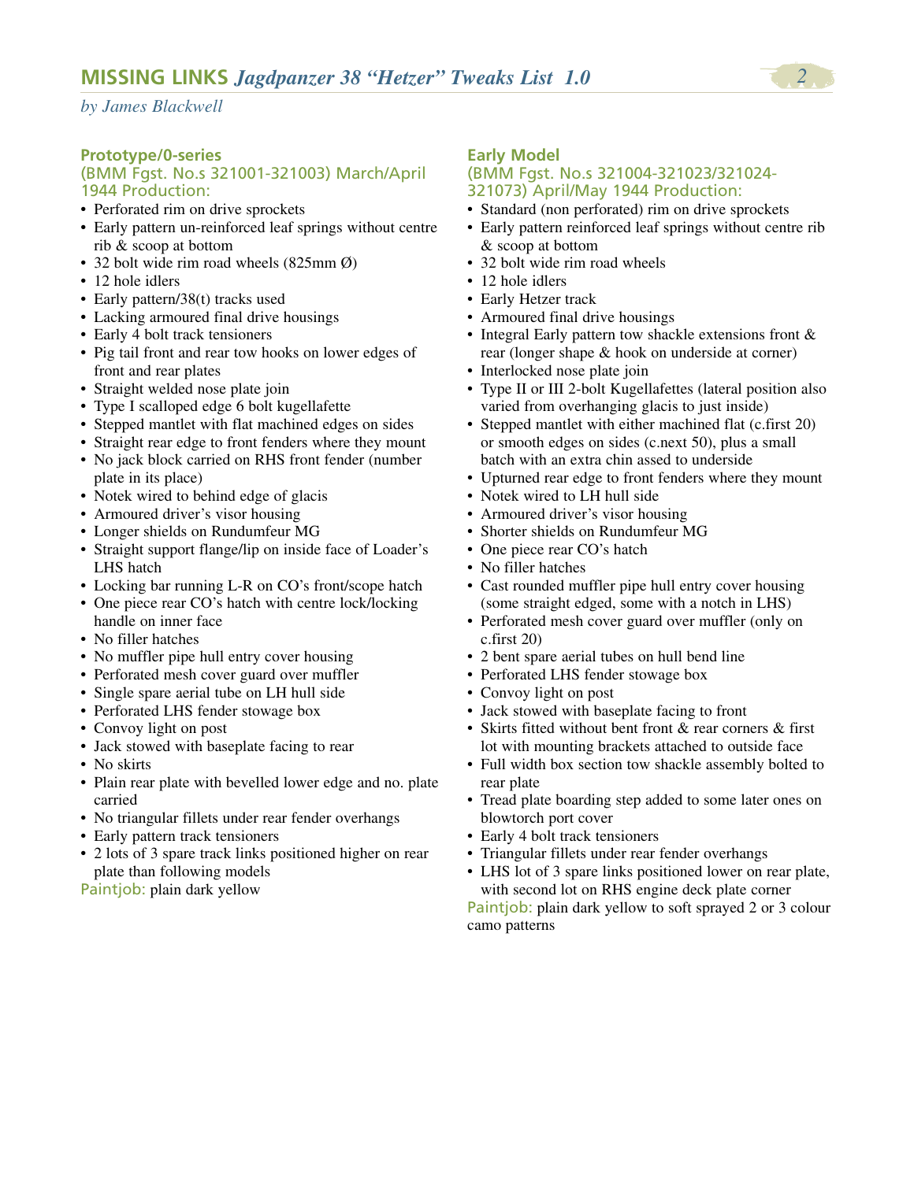# MISSING LINKS *Jagdpanzer 38 "Hetzer" Tweaks List 1.0*

*by James Blackwell*

## Prototype/0-series

### (BMM Fgst. No.s 321001-321003) March/April 1944 Production:

- Perforated rim on drive sprockets
- Early pattern un-reinforced leaf springs without centre rib & scoop at bottom
- 32 bolt wide rim road wheels (825mm Ø)
- 12 hole idlers
- Early pattern/38(t) tracks used
- Lacking armoured final drive housings
- Early 4 bolt track tensioners
- Pig tail front and rear tow hooks on lower edges of front and rear plates
- Straight welded nose plate join
- Type I scalloped edge 6 bolt kugellafette
- Stepped mantlet with flat machined edges on sides
- Straight rear edge to front fenders where they mount
- No jack block carried on RHS front fender (number plate in its place)
- Notek wired to behind edge of glacis
- Armoured driver's visor housing
- Longer shields on Rundumfeur MG
- Straight support flange/lip on inside face of Loader's LHS hatch
- Locking bar running L-R on CO's front/scope hatch
- One piece rear CO's hatch with centre lock/locking handle on inner face
- No filler hatches
- No muffler pipe hull entry cover housing
- Perforated mesh cover guard over muffler
- Single spare aerial tube on LH hull side
- Perforated LHS fender stowage box
- Convoy light on post
- Jack stowed with baseplate facing to rear
- No skirts
- Plain rear plate with bevelled lower edge and no. plate carried
- No triangular fillets under rear fender overhangs
- Early pattern track tensioners
- 2 lots of 3 spare track links positioned higher on rear plate than following models

Paintjob: plain dark yellow

## Early Model

### (BMM Fgst. No.s 321004-321023/321024-321073) April/May 1944 Production:

- Standard (non perforated) rim on drive sprockets
- Early pattern reinforced leaf springs without centre rib & scoop at bottom
- 32 bolt wide rim road wheels
- 12 hole idlers
- Early Hetzer track
- Armoured final drive housings
- Integral Early pattern tow shackle extensions front & rear (longer shape & hook on underside at corner)
- Interlocked nose plate join
- Type II or III 2-bolt Kugellafettes (lateral position also varied from overhanging glacis to just inside)
- Stepped mantlet with either machined flat (c.first 20) or smooth edges on sides (c.next 50), plus a small batch with an extra chin assed to underside
- Upturned rear edge to front fenders where they mount
- Notek wired to LH hull side
- Armoured driver's visor housing
- Shorter shields on Rundumfeur MG
- One piece rear CO's hatch
- No filler hatches
- Cast rounded muffler pipe hull entry cover housing (some straight edged, some with a notch in LHS)
- Perforated mesh cover guard over muffler (only on c.first 20)
- 2 bent spare aerial tubes on hull bend line
- Perforated LHS fender stowage box
- Convoy light on post
- Jack stowed with baseplate facing to front
- Skirts fitted without bent front & rear corners & first lot with mounting brackets attached to outside face
- Full width box section tow shackle assembly bolted to rear plate
- Tread plate boarding step added to some later ones on blowtorch port cover
- Early 4 bolt track tensioners
- Triangular fillets under rear fender overhangs
- LHS lot of 3 spare links positioned lower on rear plate, with second lot on RHS engine deck plate corner

Paintjob: plain dark yellow to soft sprayed 2 or 3 colour camo patterns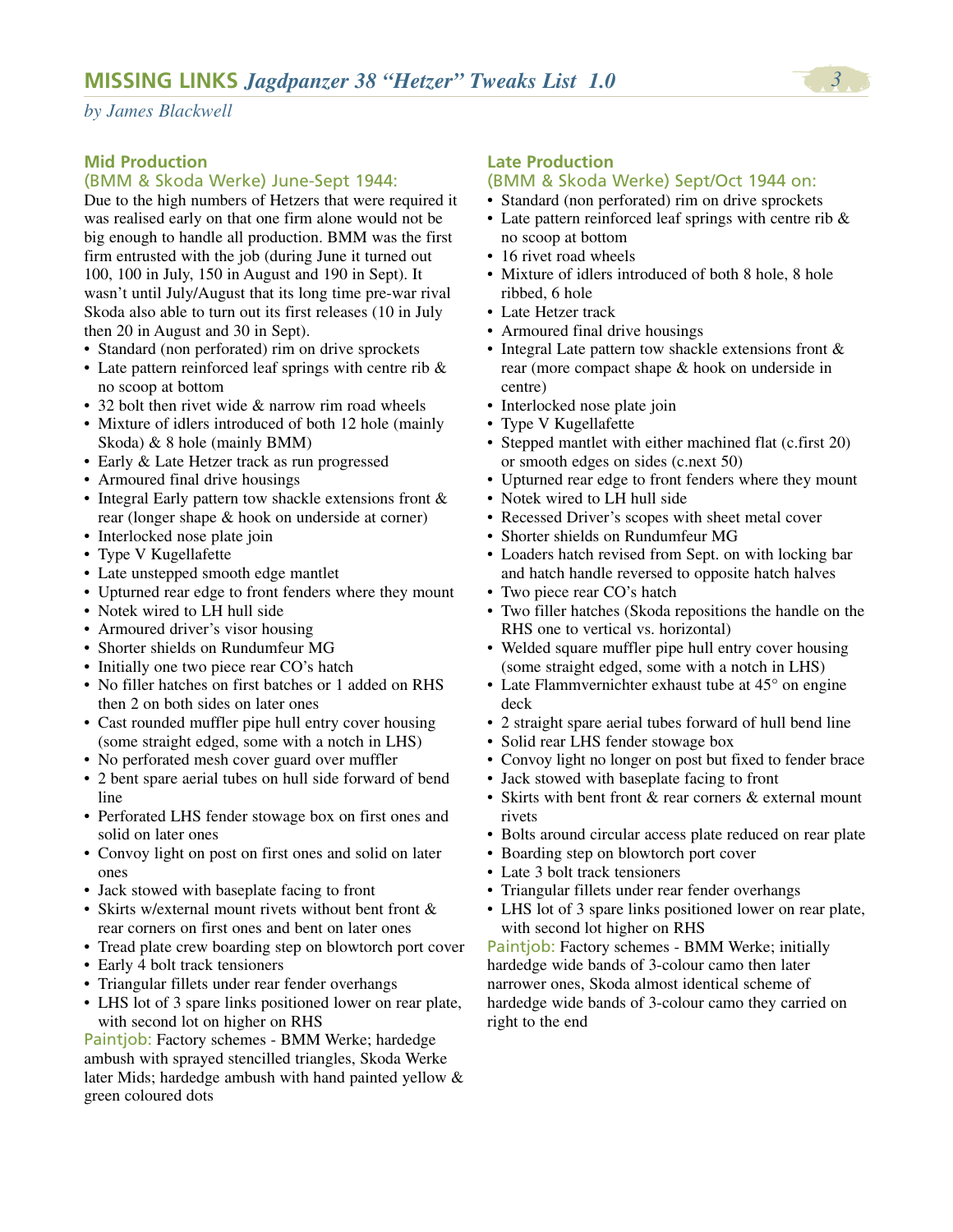## Mid Production

### (BMM & Skoda Werke) June-Sept 1944:

Due to the high numbers of Hetzers that were required it was realised early on that one firm alone would not be big enough to handle all production. BMM was the first firm entrusted with the job (during June it turned out 100, 100 in July, 150 in August and 190 in Sept). It wasn't until July/August that its long time pre-war rival Skoda also able to turn out its first releases (10 in July then 20 in August and 30 in Sept).

- Standard (non perforated) rim on drive sprockets
- Late pattern reinforced leaf springs with centre rib & no scoop at bottom
- 32 bolt then rivet wide & narrow rim road wheels
- Mixture of idlers introduced of both 12 hole (mainly Skoda) & 8 hole (mainly BMM)
- Early & Late Hetzer track as run progressed
- Armoured final drive housings
- Integral Early pattern tow shackle extensions front & rear (longer shape & hook on underside at corner)
- Interlocked nose plate join
- Type V Kugellafette
- Late unstepped smooth edge mantlet
- Upturned rear edge to front fenders where they mount
- Notek wired to LH hull side
- Armoured driver's visor housing
- Shorter shields on Rundumfeur MG
- Initially one two piece rear CO's hatch
- No filler hatches on first batches or 1 added on RHS then 2 on both sides on later ones
- Cast rounded muffler pipe hull entry cover housing (some straight edged, some with a notch in LHS)
- No perforated mesh cover guard over muffler
- 2 bent spare aerial tubes on hull side forward of bend line
- Perforated LHS fender stowage box on first ones and solid on later ones
- Convoy light on post on first ones and solid on later ones
- Jack stowed with baseplate facing to front
- Skirts w/external mount rivets without bent front & rear corners on first ones and bent on later ones
- Tread plate crew boarding step on blowtorch port cover
- Early 4 bolt track tensioners
- Triangular fillets under rear fender overhangs
- LHS lot of 3 spare links positioned lower on rear plate, with second lot on higher on RHS

Paintjob: Factory schemes - BMM Werke; hardedge ambush with sprayed stencilled triangles, Skoda Werke later Mids; hardedge ambush with hand painted yellow & green coloured dots

## Late Production

### (BMM & Skoda Werke) Sept/Oct 1944 on:

- Standard (non perforated) rim on drive sprockets
- Late pattern reinforced leaf springs with centre rib & no scoop at bottom
- 16 rivet road wheels
- Mixture of idlers introduced of both 8 hole, 8 hole ribbed, 6 hole
- Late Hetzer track
- Armoured final drive housings
- Integral Late pattern tow shackle extensions front & rear (more compact shape & hook on underside in centre)
- Interlocked nose plate join
- Type V Kugellafette
- Stepped mantlet with either machined flat (c.first 20) or smooth edges on sides (c.next 50)
- Upturned rear edge to front fenders where they mount
- Notek wired to LH hull side
- Recessed Driver's scopes with sheet metal cover
- Shorter shields on Rundumfeur MG
- Loaders hatch revised from Sept. on with locking bar and hatch handle reversed to opposite hatch halves
- Two piece rear CO's hatch
- Two filler hatches (Skoda repositions the handle on the RHS one to vertical vs. horizontal)
- Welded square muffler pipe hull entry cover housing (some straight edged, some with a notch in LHS)
- Late Flammvernichter exhaust tube at 45° on engine deck
- 2 straight spare aerial tubes forward of hull bend line
- Solid rear LHS fender stowage box
- Convoy light no longer on post but fixed to fender brace
- Jack stowed with baseplate facing to front
- Skirts with bent front & rear corners & external mount rivets
- Bolts around circular access plate reduced on rear plate
- Boarding step on blowtorch port cover
- Late 3 bolt track tensioners
- Triangular fillets under rear fender overhangs
- LHS lot of 3 spare links positioned lower on rear plate, with second lot higher on RHS

Paintjob: Factory schemes - BMM Werke; initially hardedge wide bands of 3-colour camo then later narrower ones, Skoda almost identical scheme of hardedge wide bands of 3-colour camo they carried on right to the end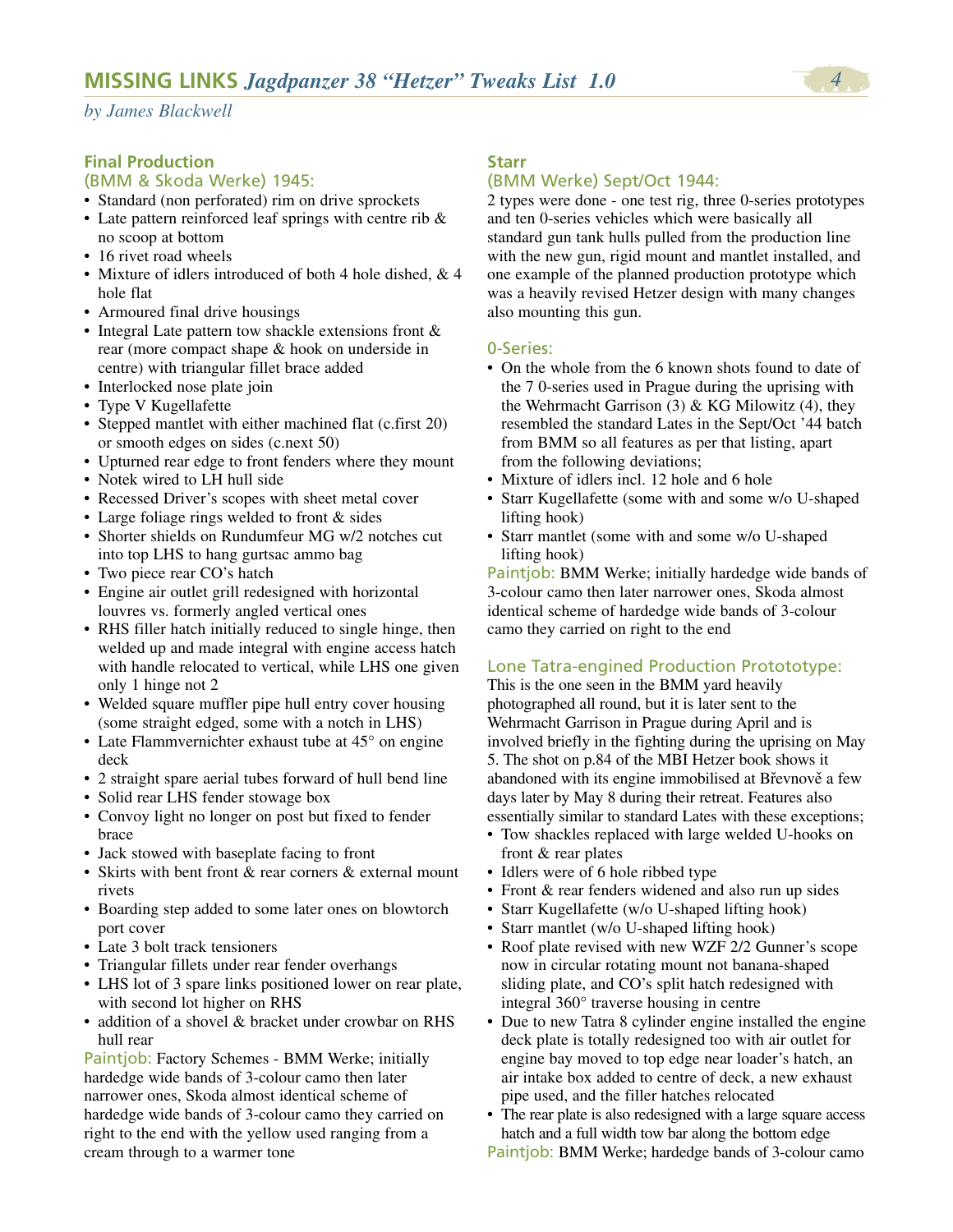## Final Production

### (BMM & Skoda Werke) 1945:

- Standard (non perforated) rim on drive sprockets
- Late pattern reinforced leaf springs with centre rib & no scoop at bottom
- 16 rivet road wheels
- Mixture of idlers introduced of both 4 hole dished, & 4 hole flat
- Armoured final drive housings
- Integral Late pattern tow shackle extensions front & rear (more compact shape & hook on underside in centre) with triangular fillet brace added
- Interlocked nose plate join
- Type V Kugellafette
- Stepped mantlet with either machined flat (c.first 20) or smooth edges on sides (c.next 50)
- Upturned rear edge to front fenders where they mount
- Notek wired to LH hull side
- Recessed Driver's scopes with sheet metal cover
- Large foliage rings welded to front & sides
- Shorter shields on Rundumfeur MG w/2 notches cut into top LHS to hang gurtsac ammo bag
- Two piece rear CO's hatch
- Engine air outlet grill redesigned with horizontal louvres vs. formerly angled vertical ones
- RHS filler hatch initially reduced to single hinge, then welded up and made integral with engine access hatch with handle relocated to vertical, while LHS one given only 1 hinge not 2
- Welded square muffler pipe hull entry cover housing (some straight edged, some with a notch in LHS)
- Late Flammvernichter exhaust tube at 45° on engine deck
- 2 straight spare aerial tubes forward of hull bend line
- Solid rear LHS fender stowage box
- Convoy light no longer on post but fixed to fender brace
- Jack stowed with baseplate facing to front
- Skirts with bent front & rear corners & external mount rivets
- Boarding step added to some later ones on blowtorch port cover
- Late 3 bolt track tensioners
- Triangular fillets under rear fender overhangs
- LHS lot of 3 spare links positioned lower on rear plate, with second lot higher on RHS
- addition of a shovel & bracket under crowbar on RHS hull rear

Paintjob: Factory Schemes - BMM Werke; initially hardedge wide bands of 3-colour camo then later narrower ones, Skoda almost identical scheme of hardedge wide bands of 3-colour camo they carried on right to the end with the yellow used ranging from a cream through to a warmer tone

## Starr

### (BMM Werke) Sept/Oct 1944:

2 types were done - one test rig, three 0-series prototypes and ten 0-series vehicles which were basically all standard gun tank hulls pulled from the production line with the new gun, rigid mount and mantlet installed, and one example of the planned production prototype which was a heavily revised Hetzer design with many changes also mounting this gun.

### 0-Series:

- On the whole from the 6 known shots found to date of the 7 0-series used in Prague during the uprising with the Wehrmacht Garrison (3) & KG Milowitz (4), they resembled the standard Lates in the Sept/Oct '44 batch from BMM so all features as per that listing, apart from the following deviations;
- Mixture of idlers incl. 12 hole and 6 hole
- Starr Kugellafette (some with and some w/o U-shaped lifting hook)
- Starr mantlet (some with and some w/o U-shaped lifting hook)

Paintjob: BMM Werke; initially hardedge wide bands of 3-colour camo then later narrower ones, Skoda almost identical scheme of hardedge wide bands of 3-colour camo they carried on right to the end

### Lone Tatra-engined Production Prototype:

This is the one seen in the BMM yard heavily photographed all round, but it is later sent to the Wehrmacht Garrison in Prague during April and is involved briefly in the fighting during the uprising on May 5. The shot on p.84 of the MBI Hetzer book shows it abandoned with its engine immobilised at Břevnově a few days later by May 8 during their retreat. Features also essentially similar to standard Lates with these exceptions;

- Tow shackles replaced with large welded U-hooks on front & rear plates
- Idlers were of 6 hole ribbed type
- Front & rear fenders widened and also run up sides
- Starr Kugellafette (w/o U-shaped lifting hook)
- Starr mantlet (w/o U-shaped lifting hook)
- Roof plate revised with new WZF 2/2 Gunner's scope now in circular rotating mount not banana-shaped sliding plate, and CO's split hatch redesigned with integral 360° traverse housing in centre
- Due to new Tatra 8 cylinder engine installed the engine deck plate is totally redesigned too with air outlet for engine bay moved to top edge near loader's hatch, an air intake box added to centre of deck, a new exhaust pipe used, and the filler hatches relocated
- The rear plate is also redesigned with a large square access hatch and a full width tow bar along the bottom edge

Paintjob: BMM Werke; hardedge bands of 3-colour camo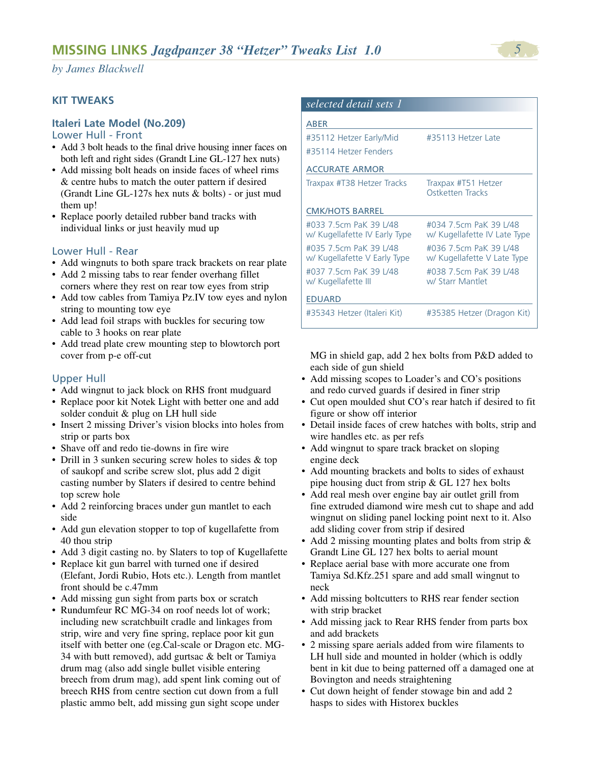## KIT TWEAKS

### Italeri Late Model (No.209)

#### Lower Hull - Front

- Add 3 bolt heads to the final drive housing inner faces on both left and right sides (Grandt Line GL-127 hex nuts)
- Add missing bolt heads on inside faces of wheel rims & centre hubs to match the outer pattern if desired (Grandt Line GL-127s hex nuts & bolts) - or just mud them up!
- Replace poorly detailed rubber band tracks with individual links or just heavily mud up

#### Lower Hull - Rear

- Add wingnuts to both spare track brackets on rear plate
- Add 2 missing tabs to rear fender overhang fillet corners where they rest on rear tow eyes from strip
- Add tow cables from Tamiya Pz.IV tow eyes and nylon string to mounting tow eye
- Add lead foil straps with buckles for securing tow cable to 3 hooks on rear plate
- Add tread plate crew mounting step to blowtorch port cover from p-e off-cut

#### Upper Hull

- Add wingnut to jack block on RHS front mudguard
- Replace poor kit Notek Light with better one and add solder conduit & plug on LH hull side
- Insert 2 missing Driver's vision blocks into holes from strip or parts box
- Shave off and redo tie-downs in fire wire
- Drill in 3 sunken securing screw holes to sides & top of saukopf and scribe screw slot, plus add 2 digit casting number by Slaters if desired to centre behind top screw hole
- Add 2 reinforcing braces under gun mantlet to each side
- Add gun elevation stopper to top of kugellafette from 40 thou strip
- Add 3 digit casting no. by Slaters to top of Kugellafette
- Replace kit gun barrel with turned one if desired (Elefant, Jordi Rubio, Hots etc.). Length from mantlet front should be c.47mm
- Add missing gun sight from parts box or scratch
- Rundumfeur RC MG-34 on roof needs lot of work; including new scratchbuilt cradle and linkages from strip, wire and very fine spring, replace poor kit gun itself with better one (eg.Cal-scale or Dragon etc. MG-34 with butt removed), add gurtsac & belt or Tamiya drum mag (also add single bullet visible entering breech from drum mag), add spent link coming out of breech RHS from centre section cut down from a full plastic ammo belt, add missing gun sight scope under MG in shield gap, add 2 hex bolts from P&D added to each side of gun shield
- Add missing scopes to Loader's and CO's positions and redo curved guards if desired in finer strip
- Cut open moulded shut CO's rear hatch if desired to fit figure or show off interior
- Detail inside faces of crew hatches with bolts, strip and wire handles etc. as per refs
- Add wingnut to spare track bracket on sloping engine deck
- Add mounting brackets and bolts to sides of exhaust pipe housing duct from strip & GL 127 hex bolts
- Add real mesh over engine bay air outlet grill from fine extruded diamond wire mesh cut to shape and add wingnut on sliding panel locking point next to it. Also add sliding cover from strip if desired
- Add 2 missing mounting plates and bolts from strip & Grandt Line GL 127 hex bolts to aerial mount
- Replace aerial base with more accurate one from Tamiya Sd.Kfz.251 spare and add small wingnut to neck
- Add missing boltcutters to RHS rear fender section with strip bracket
- Add missing jack to Rear RHS fender from parts box and add brackets
- 2 missing spare aerials added from wire filaments to LH hull side and mounted in holder (which is oddly bent in kit due to being patterned off a damaged one at Bovington and needs straightening
- Cut down height of fender stowage bin and add 2 hasps to sides with Historex buckles

### *selected detail sets 1*

| ABER | |
|---|---|
| #35112 Hetzer Early/Mid | #35113 Hetzer Late |
| #35114 Hetzer Fenders | |
| **ACCURATE ARMOR** | |
| Traxpax #T38 Hetzer Tracks | Traxpax #T51 Hetzer Ostketten Tracks |
| **CMK/HOTS BARREL** | |
| #033 7.5cm PaK 39 L/48 w/ Kugellafette IV Early Type | #034 7.5cm PaK 39 L/48 w/ Kugellafette IV Late Type |
| #035 7.5cm PaK 39 L/48 w/ Kugellafette V Early Type | #036 7.5cm PaK 39 L/48 w/ Kugellafette V Late Type |
| #037 7.5cm PaK 39 L/48 w/ Kugellafette III | #038 7.5cm PaK 39 L/48 w/ Starr Mantlet |
| **EDUARD** | |
| #35343 Hetzer (Italeri Kit) | #35385 Hetzer (Dragon Kit) |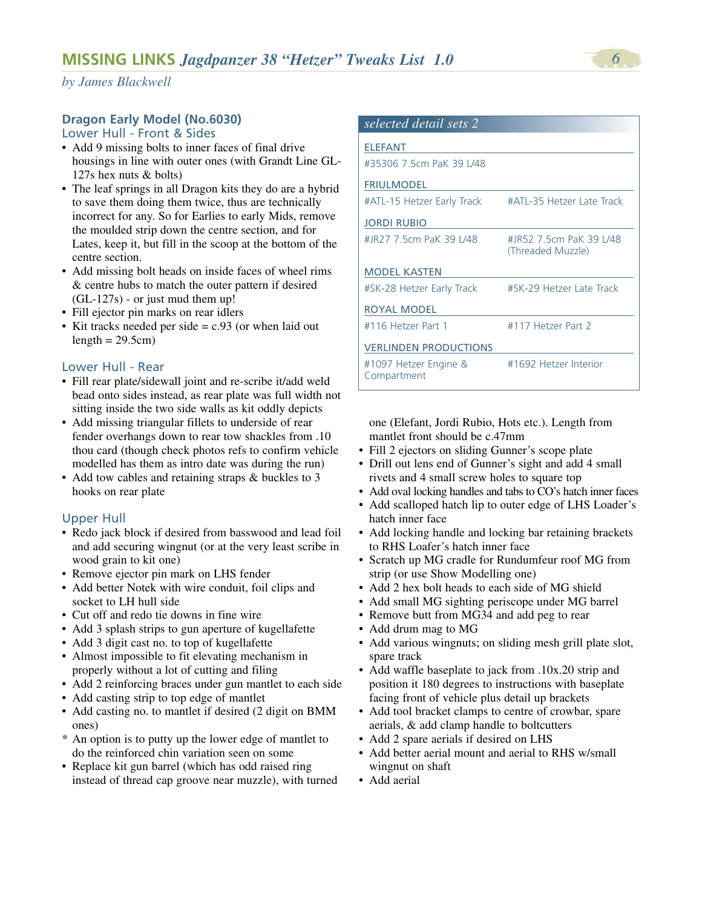## Dragon Early Model (No.6030)

### Lower Hull - Front & Sides

- Add 9 missing bolts to inner faces of final drive housings in line with outer ones (with Grandt Line GL-127s hex nuts & bolts)
- The leaf springs in all Dragon kits they do are a hybrid to save them doing them twice, thus are technically incorrect for any. So for Earlies to early Mids, remove the moulded strip down the centre section, and for Lates, keep it, but fill in the scoop at the bottom of the centre section.
- Add missing bolt heads on inside faces of wheel rims & centre hubs to match the outer pattern if desired (GL-127s) - or just mud them up!
- Fill ejector pin marks on rear idlers
- Kit tracks needed per side = c.93 (or when laid out length = 29.5cm)

### Lower Hull - Rear

- Fill rear plate/sidewall joint and re-scribe it/add weld bead onto sides instead, as rear plate was full width not sitting inside the two side walls as kit oddly depicts
- Add missing triangular fillets to underside of rear fender overhangs down to rear tow shackles from .10 thou card (though check photos refs to confirm vehicle modelled has them as intro date was during the run)
- Add tow cables and retaining straps & buckles to 3 hooks on rear plate

### Upper Hull

- Redo jack block if desired from basswood and lead foil and add securing wingnut (or at the very least scribe in wood grain to kit one)
- Remove ejector pin mark on LHS fender
- Add better Notek with wire conduit, foil clips and socket to LH hull side
- Cut off and redo tie downs in fine wire
- Add 3 splash strips to gun aperture of kugellafette
- Add 3 digit cast no. to top of kugellafette
- Almost impossible to fit elevating mechanism in properly without a lot of cutting and filing
- Add 2 reinforcing braces under gun mantlet to each side
- Add casting strip to top edge of mantlet
- Add casting no. to mantlet if desired (2 digit on BMM ones)

\* An option is to putty up the lower edge of mantlet to do the reinforced chin variation seen on some

- Replace kit gun barrel (which has odd raised ring instead of thread cap groove near muzzle), with turned one (Elefant, Jordi Rubio, Hots etc.). Length from mantlet front should be c.47mm
- Fill 2 ejectors on sliding Gunner's scope plate
- Drill out lens end of Gunner's sight and add 4 small rivets and 4 small screw holes to square top
- Add oval locking handles and tabs to CO's hatch inner faces
- Add scalloped hatch lip to outer edge of LHS Loader's hatch inner face
- Add locking handle and locking bar retaining brackets to RHS Loafer's hatch inner face
- Scratch up MG cradle for Rundumfeur roof MG from strip (or use Show Modelling one)
- Add 2 hex bolt heads to each side of MG shield
- Add small MG sighting periscope under MG barrel
- Remove butt from MG34 and add peg to rear
- Add drum mag to MG
- Add various wingnuts; on sliding mesh grill plate slot, spare track
- Add waffle baseplate to jack from .10x.20 strip and position it 180 degrees to instructions with baseplate facing front of vehicle plus detail up brackets
- Add tool bracket clamps to centre of crowbar, spare aerials, & add clamp handle to boltcutters
- Add 2 spare aerials if desired on LHS
- Add better aerial mount and aerial to RHS w/small wingnut on shaft
- Add aerial

### *selected detail sets 2*

**ELEFANT**

- #35306 7.5cm PaK 39 L/48

**FRIULMODEL**

- #ATL-15 Hetzer Early Track
- #ATL-35 Hetzer Late Track

**JORDI RUBIO**

- #JR27 7.5cm PaK 39 L/48
- #JR52 7.5cm PaK 39 L/48 (Threaded Muzzle)

**MODEL KASTEN**

- #SK-28 Hetzer Early Track
- #SK-29 Hetzer Late Track

**ROYAL MODEL**

- #116 Hetzer Part 1
- #117 Hetzer Part 2

**VERLINDEN PRODUCTIONS**

- #1097 Hetzer Engine & Compartment
- #1692 Hetzer Interior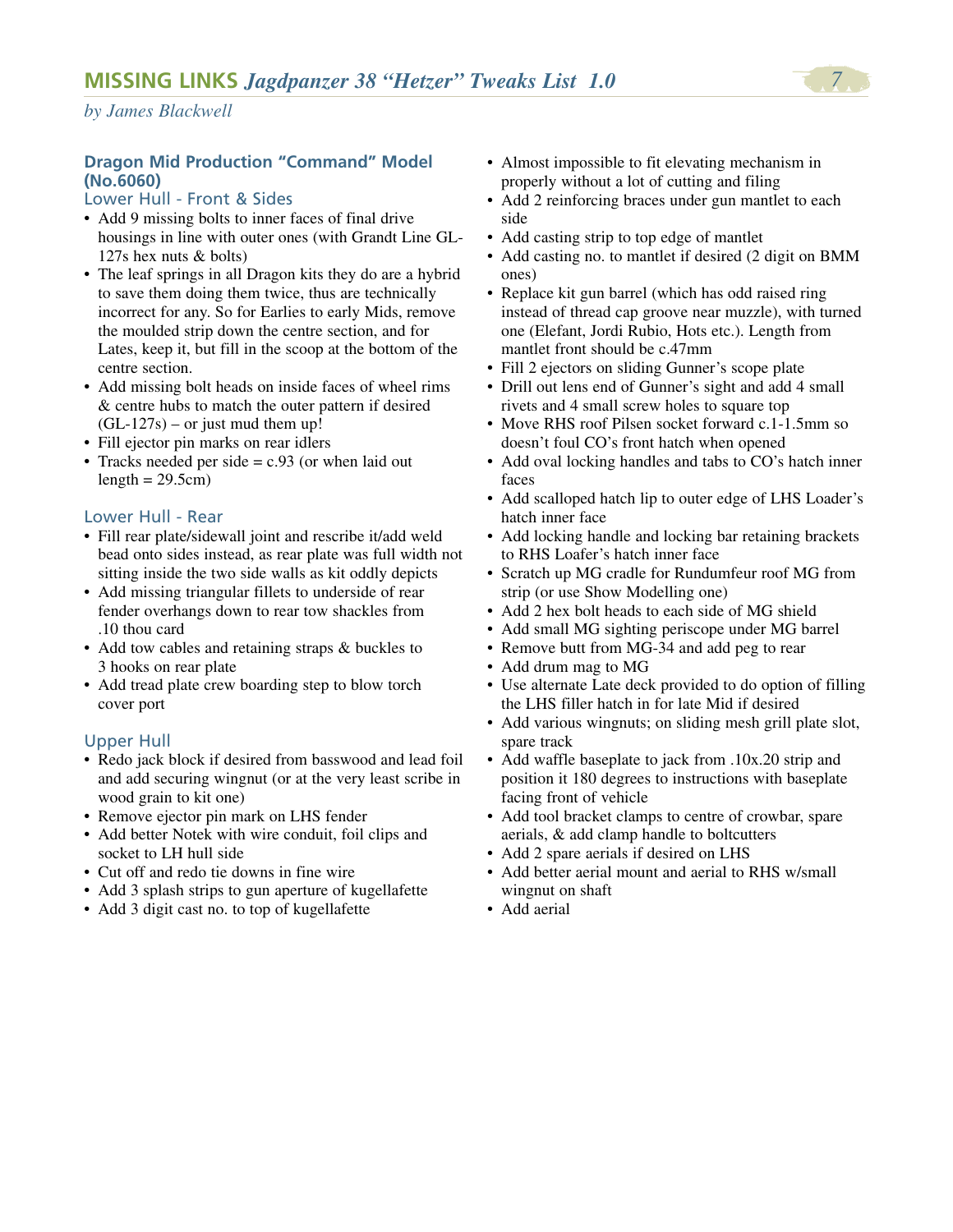## MISSING LINKS *Jagdpanzer 38 "Hetzer" Tweaks List 1.0*

*by James Blackwell*

### Dragon Mid Production "Command" Model (No.6060)

#### Lower Hull - Front & Sides

- Add 9 missing bolts to inner faces of final drive housings in line with outer ones (with Grandt Line GL-127s hex nuts & bolts)
- The leaf springs in all Dragon kits they do are a hybrid to save them doing them twice, thus are technically incorrect for any. So for Earlies to early Mids, remove the moulded strip down the centre section, and for Lates, keep it, but fill in the scoop at the bottom of the centre section.
- Add missing bolt heads on inside faces of wheel rims & centre hubs to match the outer pattern if desired (GL-127s) – or just mud them up!
- Fill ejector pin marks on rear idlers
- Tracks needed per side = c.93 (or when laid out length = 29.5cm)

#### Lower Hull - Rear

- Fill rear plate/sidewall joint and rescribe it/add weld bead onto sides instead, as rear plate was full width not sitting inside the two side walls as kit oddly depicts
- Add missing triangular fillets to underside of rear fender overhangs down to rear tow shackles from .10 thou card
- Add tow cables and retaining straps & buckles to 3 hooks on rear plate
- Add tread plate crew boarding step to blow torch cover port

#### Upper Hull

- Redo jack block if desired from basswood and lead foil and add securing wingnut (or at the very least scribe in wood grain to kit one)
- Remove ejector pin mark on LHS fender
- Add better Notek with wire conduit, foil clips and socket to LH hull side
- Cut off and redo tie downs in fine wire
- Add 3 splash strips to gun aperture of kugellafette
- Add 3 digit cast no. to top of kugellafette
- Almost impossible to fit elevating mechanism in properly without a lot of cutting and filing
- Add 2 reinforcing braces under gun mantlet to each side
- Add casting strip to top edge of mantlet
- Add casting no. to mantlet if desired (2 digit on BMM ones)
- Replace kit gun barrel (which has odd raised ring instead of thread cap groove near muzzle), with turned one (Elefant, Jordi Rubio, Hots etc.). Length from mantlet front should be c.47mm
- Fill 2 ejectors on sliding Gunner's scope plate
- Drill out lens end of Gunner's sight and add 4 small rivets and 4 small screw holes to square top
- Move RHS roof Pilsen socket forward c.1-1.5mm so doesn't foul CO's front hatch when opened
- Add oval locking handles and tabs to CO's hatch inner faces
- Add scalloped hatch lip to outer edge of LHS Loader's hatch inner face
- Add locking handle and locking bar retaining brackets to RHS Loafer's hatch inner face
- Scratch up MG cradle for Rundumfeur roof MG from strip (or use Show Modelling one)
- Add 2 hex bolt heads to each side of MG shield
- Add small MG sighting periscope under MG barrel
- Remove butt from MG-34 and add peg to rear
- Add drum mag to MG
- Use alternate Late deck provided to do option of filling the LHS filler hatch in for late Mid if desired
- Add various wingnuts; on sliding mesh grill plate slot, spare track
- Add waffle baseplate to jack from .10x.20 strip and position it 180 degrees to instructions with baseplate facing front of vehicle
- Add tool bracket clamps to centre of crowbar, spare aerials, & add clamp handle to boltcutters
- Add 2 spare aerials if desired on LHS
- Add better aerial mount and aerial to RHS w/small wingnut on shaft
- Add aerial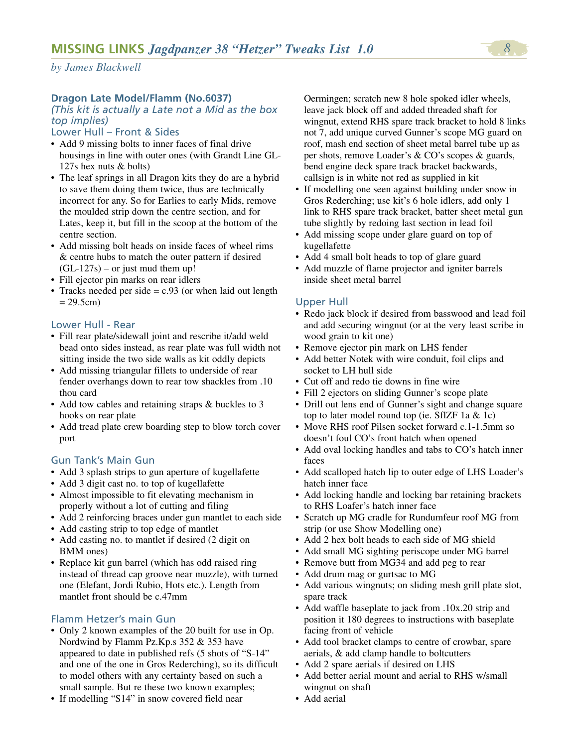## Dragon Late Model/Flamm (No.6037)

*(This kit is actually a Late not a Mid as the box top implies)*

### Lower Hull – Front & Sides

- Add 9 missing bolts to inner faces of final drive housings in line with outer ones (with Grandt Line GL-127s hex nuts & bolts)
- The leaf springs in all Dragon kits they do are a hybrid to save them doing them twice, thus are technically incorrect for any. So for Earlies to early Mids, remove the moulded strip down the centre section, and for Lates, keep it, but fill in the scoop at the bottom of the centre section.
- Add missing bolt heads on inside faces of wheel rims & centre hubs to match the outer pattern if desired (GL-127s) – or just mud them up!
- Fill ejector pin marks on rear idlers
- Tracks needed per side = c.93 (or when laid out length = 29.5cm)

### Lower Hull - Rear

- Fill rear plate/sidewall joint and rescribe it/add weld bead onto sides instead, as rear plate was full width not sitting inside the two side walls as kit oddly depicts
- Add missing triangular fillets to underside of rear fender overhangs down to rear tow shackles from .10 thou card
- Add tow cables and retaining straps & buckles to 3 hooks on rear plate
- Add tread plate crew boarding step to blow torch cover port

### Gun Tank's Main Gun

- Add 3 splash strips to gun aperture of kugellafette
- Add 3 digit cast no. to top of kugellafette
- Almost impossible to fit elevating mechanism in properly without a lot of cutting and filing
- Add 2 reinforcing braces under gun mantlet to each side
- Add casting strip to top edge of mantlet
- Add casting no. to mantlet if desired (2 digit on BMM ones)
- Replace kit gun barrel (which has odd raised ring instead of thread cap groove near muzzle), with turned one (Elefant, Jordi Rubio, Hots etc.). Length from mantlet front should be c.47mm

### Flamm Hetzer's main Gun

- Only 2 known examples of the 20 built for use in Op. Nordwind by Flamm Pz.Kp.s 352 & 353 have appeared to date in published refs (5 shots of "S-14" and one of the one in Gros Rederching), so its difficult to model others with any certainty based on such a small sample. But re these two known examples;
- If modelling "S14" in snow covered field near Oermingen; scratch new 8 hole spoked idler wheels, leave jack block off and added threaded shaft for wingnut, extend RHS spare track bracket to hold 8 links not 7, add unique curved Gunner's scope MG guard on roof, mash end section of sheet metal barrel tube up as per shots, remove Loader's & CO's scopes & guards, bend engine deck spare track bracket backwards, callsign is in white not red as supplied in kit
- If modelling one seen against building under snow in Gros Rederching; use kit's 6 hole idlers, add only 1 link to RHS spare track bracket, batter sheet metal gun tube slightly by redoing last section in lead foil
- Add missing scope under glare guard on top of kugellafette
- Add 4 small bolt heads to top of glare guard
- Add muzzle of flame projector and igniter barrels inside sheet metal barrel

### Upper Hull

- Redo jack block if desired from basswood and lead foil and add securing wingnut (or at the very least scribe in wood grain to kit one)
- Remove ejector pin mark on LHS fender
- Add better Notek with wire conduit, foil clips and socket to LH hull side
- Cut off and redo tie downs in fine wire
- Fill 2 ejectors on sliding Gunner's scope plate
- Drill out lens end of Gunner's sight and change square top to later model round top (ie. SflZF 1a & 1c)
- Move RHS roof Pilsen socket forward c.1-1.5mm so doesn't foul CO's front hatch when opened
- Add oval locking handles and tabs to CO's hatch inner faces
- Add scalloped hatch lip to outer edge of LHS Loader's hatch inner face
- Add locking handle and locking bar retaining brackets to RHS Loafer's hatch inner face
- Scratch up MG cradle for Rundumfeur roof MG from strip (or use Show Modelling one)
- Add 2 hex bolt heads to each side of MG shield
- Add small MG sighting periscope under MG barrel
- Remove butt from MG34 and add peg to rear
- Add drum mag or gurtsac to MG
- Add various wingnuts; on sliding mesh grill plate slot, spare track
- Add waffle baseplate to jack from .10x.20 strip and position it 180 degrees to instructions with baseplate facing front of vehicle
- Add tool bracket clamps to centre of crowbar, spare aerials, & add clamp handle to boltcutters
- Add 2 spare aerials if desired on LHS
- Add better aerial mount and aerial to RHS w/small wingnut on shaft
- Add aerial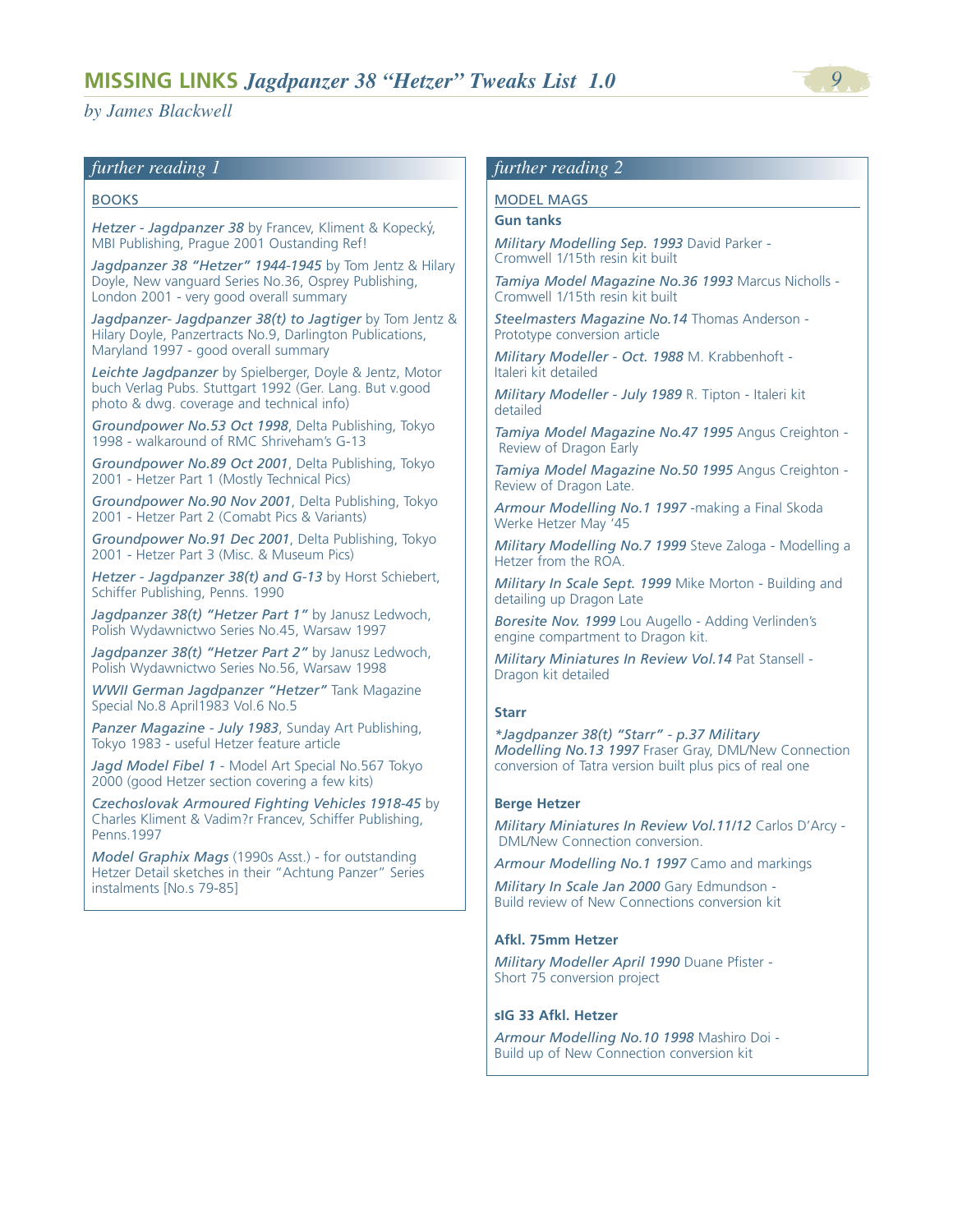# MISSING LINKS *Jagdpanzer 38 "Hetzer" Tweaks List 1.0*

*by James Blackwell*

## *further reading 1*

### BOOKS

*Hetzer - Jagdpanzer 38* by Francev, Kliment & Kopecký, MBI Publishing, Prague 2001 Oustanding Ref!

*Jagdpanzer 38 "Hetzer" 1944-1945* by Tom Jentz & Hilary Doyle, New vanguard Series No.36, Osprey Publishing, London 2001 - very good overall summary

*Jagdpanzer- Jagdpanzer 38(t) to Jagtiger* by Tom Jentz & Hilary Doyle, Panzertracts No.9, Darlington Publications, Maryland 1997 - good overall summary

*Leichte Jagdpanzer* by Spielberger, Doyle & Jentz, Motor buch Verlag Pubs. Stuttgart 1992 (Ger. Lang. But v.good photo & dwg. coverage and technical info)

*Groundpower No.53 Oct 1998*, Delta Publishing, Tokyo 1998 - walkaround of RMC Shriveham's G-13

*Groundpower No.89 Oct 2001*, Delta Publishing, Tokyo 2001 - Hetzer Part 1 (Mostly Technical Pics)

*Groundpower No.90 Nov 2001*, Delta Publishing, Tokyo 2001 - Hetzer Part 2 (Comabt Pics & Variants)

*Groundpower No.91 Dec 2001*, Delta Publishing, Tokyo 2001 - Hetzer Part 3 (Misc. & Museum Pics)

*Hetzer - Jagdpanzer 38(t) and G-13* by Horst Schiebert, Schiffer Publishing, Penns. 1990

*Jagdpanzer 38(t) "Hetzer Part 1"* by Janusz Ledwoch, Polish Wydawnictwo Series No.45, Warsaw 1997

*Jagdpanzer 38(t) "Hetzer Part 2"* by Janusz Ledwoch, Polish Wydawnictwo Series No.56, Warsaw 1998

*WWII German Jagdpanzer "Hetzer"* Tank Magazine Special No.8 April1983 Vol.6 No.5

*Panzer Magazine - July 1983*, Sunday Art Publishing, Tokyo 1983 - useful Hetzer feature article

*Jagd Model Fibel 1* - Model Art Special No.567 Tokyo 2000 (good Hetzer section covering a few kits)

*Czechoslovak Armoured Fighting Vehicles 1918-45* by Charles Kliment & Vadim?r Francev, Schiffer Publishing, Penns.1997

*Model Graphix Mags* (1990s Asst.) - for outstanding Hetzer Detail sketches in their "Achtung Panzer" Series instalments [No.s 79-85]

## *further reading 2*

### MODEL MAGS

**Gun tanks**

*Military Modelling Sep. 1993* David Parker - Cromwell 1/15th resin kit built

*Tamiya Model Magazine No.36 1993* Marcus Nicholls - Cromwell 1/15th resin kit built

*Steelmasters Magazine No.14* Thomas Anderson - Prototype conversion article

*Military Modeller - Oct. 1988* M. Krabbenhoft - Italeri kit detailed

*Military Modeller - July 1989* R. Tipton - Italeri kit detailed

*Tamiya Model Magazine No.47 1995* Angus Creighton - Review of Dragon Early

*Tamiya Model Magazine No.50 1995* Angus Creighton - Review of Dragon Late.

*Armour Modelling No.1 1997* -making a Final Skoda Werke Hetzer May '45

*Military Modelling No.7 1999* Steve Zaloga - Modelling a Hetzer from the ROA.

*Military In Scale Sept. 1999* Mike Morton - Building and detailing up Dragon Late

*Boresite Nov. 1999* Lou Augello - Adding Verlinden's engine compartment to Dragon kit.

*Military Miniatures In Review Vol.14* Pat Stansell - Dragon kit detailed

**Starr**

*\*Jagdpanzer 38(t) "Starr" - p.37 Military Modelling No.13 1997* Fraser Gray, DML/New Connection conversion of Tatra version built plus pics of real one

**Berge Hetzer**

*Military Miniatures In Review Vol.11/12* Carlos D'Arcy - DML/New Connection conversion.

*Armour Modelling No.1 1997* Camo and markings

*Military In Scale Jan 2000* Gary Edmundson - Build review of New Connections conversion kit

**Afkl. 75mm Hetzer**

*Military Modeller April 1990* Duane Pfister - Short 75 conversion project

**sIG 33 Afkl. Hetzer**

*Armour Modelling No.10 1998* Mashiro Doi - Build up of New Connection conversion kit